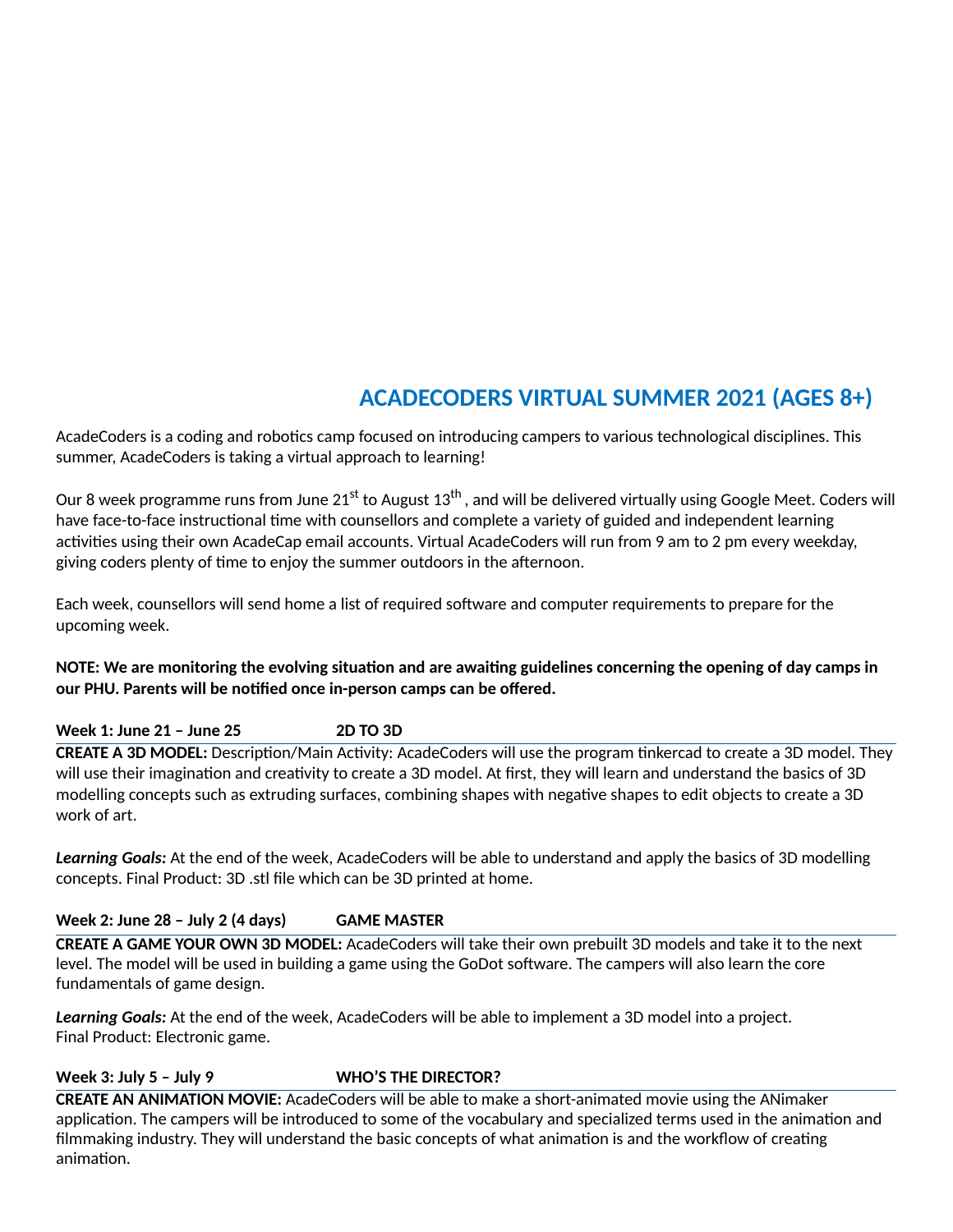# ACADECODERS VIRTUAL SUMMER 2021 (AGES 8+)

AcadeCoders is a coding and robotics camp focused on introducing campers to various technological disciplines. This summer, AcadeCoders is taking a virtual approach to learning!

Our 8 week programme runs from June 21st to August 13th , and will be delivered virtually using Google Meet. Coders will have face-to-face instructional time with counsellors and complete a variety of guided and independent learning activities using their own AcadeCap email accounts. Virtual AcadeCoders will run from 9 am to 2 pm every weekday, giving coders plenty of time to enjoy the summer outdoors in the afternoon.

Each week, counsellors will send home a list of required software and computer requirements to prepare for the upcoming week.

**NOTE: We are monitoring the evolving situation and are awaiting guidelines concerning the opening of day camps in our PHU. Parents will be notified once in-person camps can be offered.**

**Week 1: June 21 – June 25 — 2D TO 3D**

**CREATE A 3D MODEL:** Description/Main Activity: AcadeCoders will use the program tinkercad to create a 3D model. They will use their imagination and creativity to create a 3D model. At first, they will learn and understand the basics of 3D modelling concepts such as extruding surfaces, combining shapes with negative shapes to edit objects to create a 3D work of art.

***Learning Goals:*** At the end of the week, AcadeCoders will be able to understand and apply the basics of 3D modelling concepts. Final Product: 3D .stl file which can be 3D printed at home.

**Week 2: June 28 – July 2 (4 days) — GAME MASTER**

**CREATE A GAME YOUR OWN 3D MODEL:** AcadeCoders will take their own prebuilt 3D models and take it to the next level. The model will be used in building a game using the GoDot software. The campers will also learn the core fundamentals of game design.

***Learning Goals:*** At the end of the week, AcadeCoders will be able to implement a 3D model into a project.
Final Product: Electronic game.

**Week 3: July 5 – July 9 — WHO'S THE DIRECTOR?**

**CREATE AN ANIMATION MOVIE:** AcadeCoders will be able to make a short-animated movie using the ANimaker application. The campers will be introduced to some of the vocabulary and specialized terms used in the animation and filmmaking industry. They will understand the basic concepts of what animation is and the workflow of creating animation.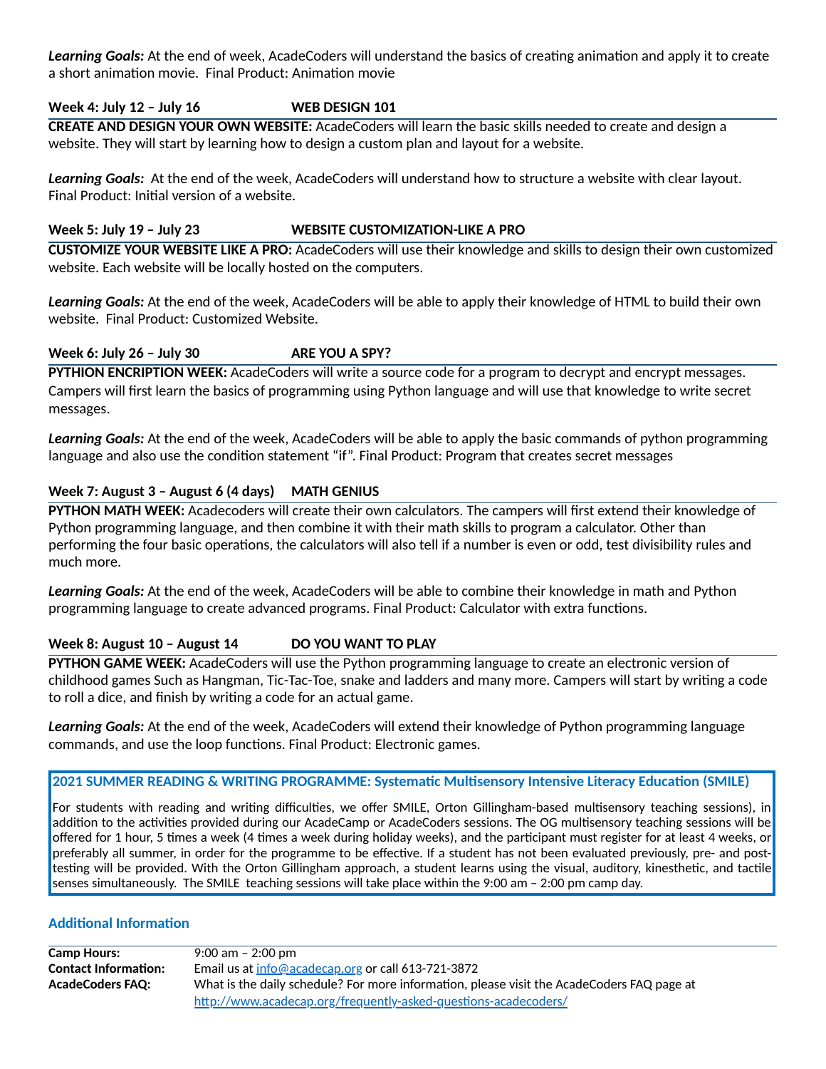***Learning Goals:*** At the end of week, AcadeCoders will understand the basics of creating animation and apply it to create a short animation movie. Final Product: Animation movie

### Week 4: July 12 – July 16 WEB DESIGN 101

**CREATE AND DESIGN YOUR OWN WEBSITE:** AcadeCoders will learn the basic skills needed to create and design a website. They will start by learning how to design a custom plan and layout for a website.

***Learning Goals:*** At the end of the week, AcadeCoders will understand how to structure a website with clear layout. Final Product: Initial version of a website.

### Week 5: July 19 – July 23 WEBSITE CUSTOMIZATION-LIKE A PRO

**CUSTOMIZE YOUR WEBSITE LIKE A PRO:** AcadeCoders will use their knowledge and skills to design their own customized website. Each website will be locally hosted on the computers.

***Learning Goals:*** At the end of the week, AcadeCoders will be able to apply their knowledge of HTML to build their own website. Final Product: Customized Website.

### Week 6: July 26 – July 30 ARE YOU A SPY?

**PYTHION ENCRIPTION WEEK:** AcadeCoders will write a source code for a program to decrypt and encrypt messages. Campers will first learn the basics of programming using Python language and will use that knowledge to write secret messages.

***Learning Goals:*** At the end of the week, AcadeCoders will be able to apply the basic commands of python programming language and also use the condition statement "if". Final Product: Program that creates secret messages

### Week 7: August 3 – August 6 (4 days) MATH GENIUS

**PYTHON MATH WEEK:** Acadecoders will create their own calculators. The campers will first extend their knowledge of Python programming language, and then combine it with their math skills to program a calculator. Other than performing the four basic operations, the calculators will also tell if a number is even or odd, test divisibility rules and much more.

***Learning Goals:*** At the end of the week, AcadeCoders will be able to combine their knowledge in math and Python programming language to create advanced programs. Final Product: Calculator with extra functions.

### Week 8: August 10 – August 14 DO YOU WANT TO PLAY

**PYTHON GAME WEEK:** AcadeCoders will use the Python programming language to create an electronic version of childhood games Such as Hangman, Tic-Tac-Toe, snake and ladders and many more. Campers will start by writing a code to roll a dice, and finish by writing a code for an actual game.

***Learning Goals:*** At the end of the week, AcadeCoders will extend their knowledge of Python programming language commands, and use the loop functions. Final Product: Electronic games.

### 2021 SUMMER READING & WRITING PROGRAMME: Systematic Multisensory Intensive Literacy Education (SMILE)

For students with reading and writing difficulties, we offer SMILE, Orton Gillingham-based multisensory teaching sessions), in addition to the activities provided during our AcadeCamp or AcadeCoders sessions. The OG multisensory teaching sessions will be offered for 1 hour, 5 times a week (4 times a week during holiday weeks), and the participant must register for at least 4 weeks, or preferably all summer, in order for the programme to be effective. If a student has not been evaluated previously, pre- and post-testing will be provided. With the Orton Gillingham approach, a student learns using the visual, auditory, kinesthetic, and tactile senses simultaneously. The SMILE teaching sessions will take place within the 9:00 am – 2:00 pm camp day.

### Additional Information

| | |
|---|---|
| **Camp Hours:** | 9:00 am – 2:00 pm |
| **Contact Information:** | Email us at info@acadecap.org or call 613-721-3872 |
| **AcadeCoders FAQ:** | What is the daily schedule? For more information, please visit the AcadeCoders FAQ page at http://www.acadecap.org/frequently-asked-questions-acadecoders/ |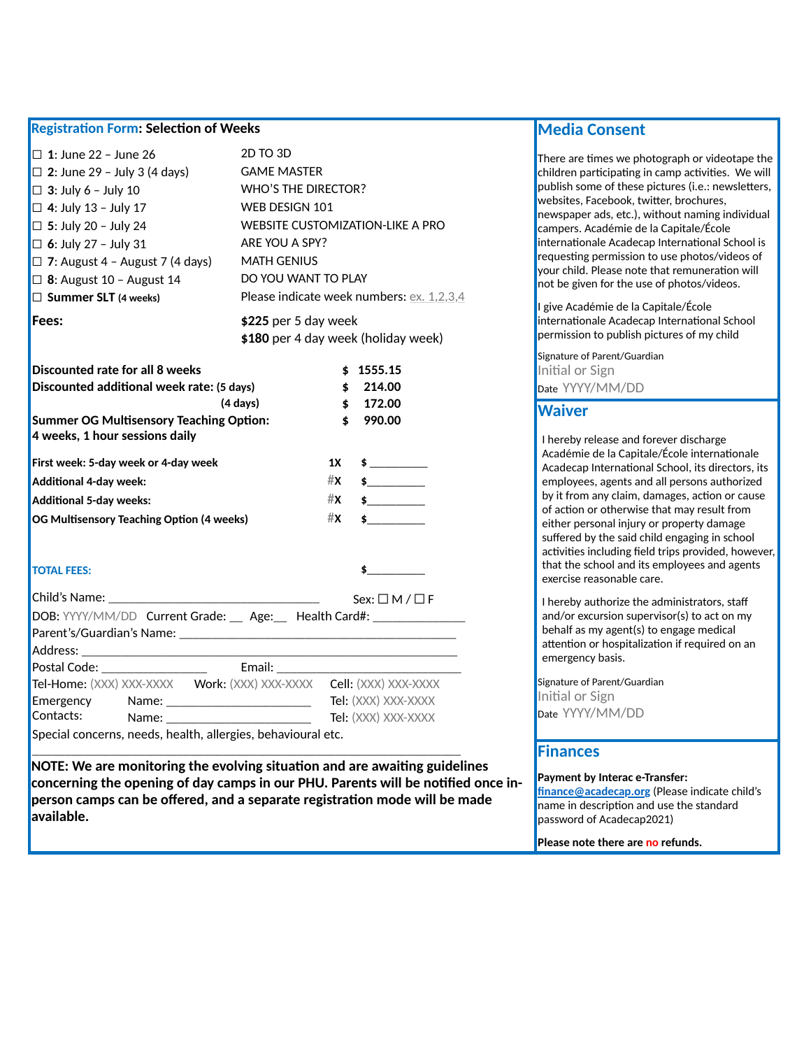## **Registration Form**: Selection of Weeks

| | |
|---|---|
| ☐ **1**: June 22 – June 26 | 2D TO 3D |
| ☐ **2**: June 29 – July 3 (4 days) | GAME MASTER |
| ☐ **3**: July 6 – July 10 | WHO'S THE DIRECTOR? |
| ☐ **4**: July 13 – July 17 | WEB DESIGN 101 |
| ☐ **5**: July 20 – July 24 | WEBSITE CUSTOMIZATION-LIKE A PRO |
| ☐ **6**: July 27 – July 31 | ARE YOU A SPY? |
| ☐ **7**: August 4 – August 7 (4 days) | MATH GENIUS |
| ☐ **8**: August 10 – August 14 | DO YOU WANT TO PLAY |
| ☐ **Summer SLT** (4 weeks) | Please indicate week numbers: ex. 1,2,3,4 |

**Fees:**

**$225** per 5 day week
**$180** per 4 day week (holiday week)

| | |
|---|---|
| **Discounted rate for all 8 weeks** | **$ 1555.15** |
| **Discounted additional week rate: (5 days)** | **$ 214.00** |
| **(4 days)** | **$ 172.00** |
| **Summer OG Multisensory Teaching Option: 4 weeks, 1 hour sessions daily** | **$ 990.00** |

| | | |
|---|---|---|
| **First week: 5-day week or 4-day week** | **1X** | **$** __________ |
| **Additional 4-day week:** | #**X** | **$**__________ |
| **Additional 5-day weeks:** | #**X** | **$**__________ |
| **OG Multisensory Teaching Option (4 weeks)** | #**X** | **$**__________ |
| **TOTAL FEES:** | | **$**__________ |

Child's Name: ________________________________ Sex: ☐ M / ☐ F
DOB: YYYY/MM/DD Current Grade: __ Age:__ Health Card#: ______________
Parent's/Guardian's Name: __________________________________________
Address: _________________________________________________________
Postal Code: ________________ Email: ____________________________
Tel-Home: (XXX) XXX-XXXX Work: (XXX) XXX-XXXX Cell: (XXX) XXX-XXXX
Emergency Contacts: Name: ______________________ Tel: (XXX) XXX-XXXX
Name: ______________________ Tel: (XXX) XXX-XXXX
Special concerns, needs, health, allergies, behavioural etc.
_________________________________________________________________

**NOTE: We are monitoring the evolving situation and are awaiting guidelines concerning the opening of day camps in our PHU. Parents will be notified once in-person camps can be offered, and a separate registration mode will be made available.**

## Media Consent

There are times we photograph or videotape the children participating in camp activities. We will publish some of these pictures (i.e.: newsletters, websites, Facebook, twitter, brochures, newspaper ads, etc.), without naming individual campers. Académie de la Capitale/École internationale Acadecap International School is requesting permission to use photos/videos of your child. Please note that remuneration will not be given for the use of photos/videos.

I give Académie de la Capitale/École internationale Acadecap International School permission to publish pictures of my child

Signature of Parent/Guardian
Initial or Sign
Date YYYY/MM/DD

## Waiver

I hereby release and forever discharge Académie de la Capitale/École internationale Acadecap International School, its directors, its employees, agents and all persons authorized by it from any claim, damages, action or cause of action or otherwise that may result from either personal injury or property damage suffered by the said child engaging in school activities including field trips provided, however, that the school and its employees and agents exercise reasonable care.

I hereby authorize the administrators, staff and/or excursion supervisor(s) to act on my behalf as my agent(s) to engage medical attention or hospitalization if required on an emergency basis.

Signature of Parent/Guardian
Initial or Sign
Date YYYY/MM/DD

## Finances

**Payment by Interac e-Transfer:**
finance@acadecap.org (Please indicate child's name in description and use the standard password of Acadecap2021)

**Please note there are no refunds.**